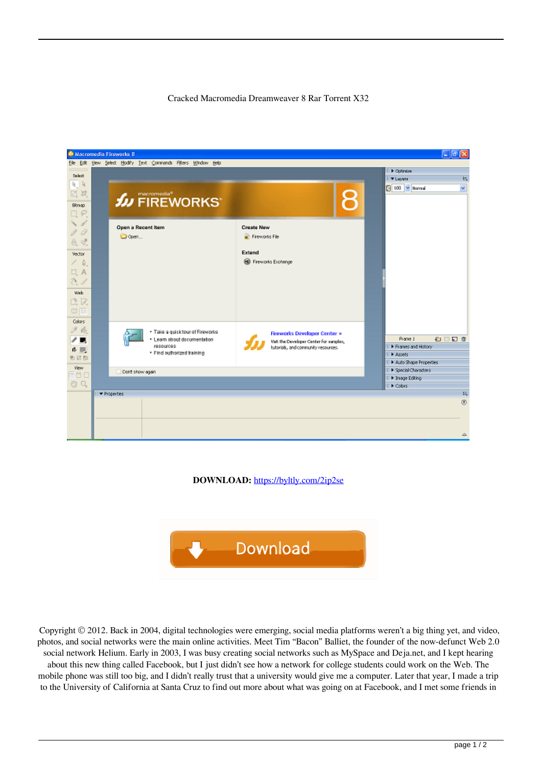Cracked Macromedia Dreamweaver 8 Rar Torrent X32

**DOWNLOAD:** https://byltly.com/2ip2se

Copyright © 2012. Back in 2004, digital technologies were emerging, social media platforms weren't a big thing yet, and video, photos, and social networks were the main online activities. Meet Tim "Bacon" Balliet, the founder of the now-defunct Web 2.0 social network Helium. Early in 2003, I was busy creating social networks such as MySpace and Deja.net, and I kept hearing about this new thing called Facebook, but I just didn't see how a network for college students could work on the Web. The mobile phone was still too big, and I didn't really trust that a university would give me a computer. Later that year, I made a trip to the University of California at Santa Cruz to find out more about what was going on at Facebook, and I met some friends in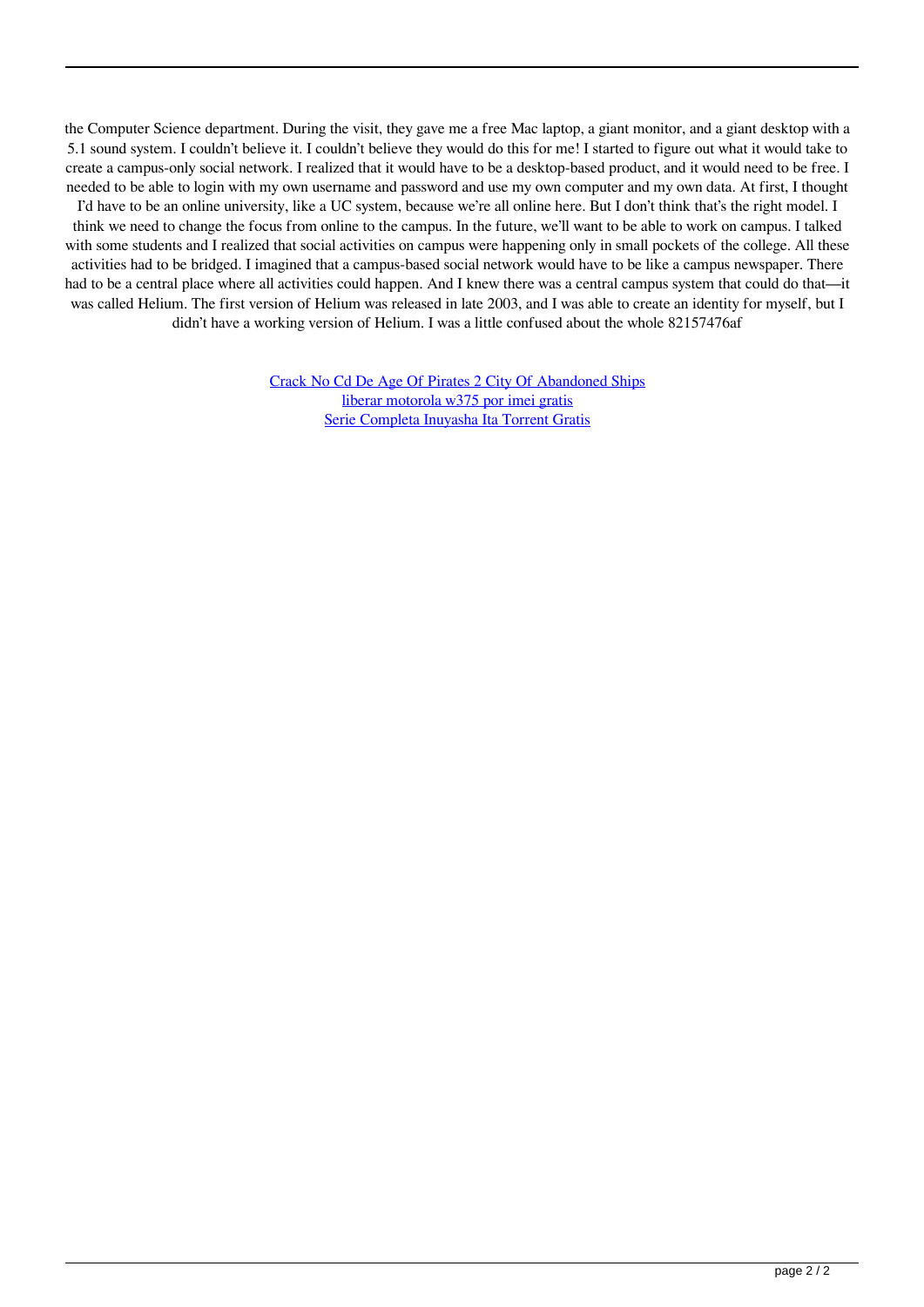the Computer Science department. During the visit, they gave me a free Mac laptop, a giant monitor, and a giant desktop with a 5.1 sound system. I couldn't believe it. I couldn't believe they would do this for me! I started to figure out what it would take to create a campus-only social network. I realized that it would have to be a desktop-based product, and it would need to be free. I needed to be able to login with my own username and password and use my own computer and my own data. At first, I thought I'd have to be an online university, like a UC system, because we're all online here. But I don't think that's the right model. I think we need to change the focus from online to the campus. In the future, we'll want to be able to work on campus. I talked with some students and I realized that social activities on campus were happening only in small pockets of the college. All these activities had to be bridged. I imagined that a campus-based social network would have to be like a campus newspaper. There had to be a central place where all activities could happen. And I knew there was a central campus system that could do that—it was called Helium. The first version of Helium was released in late 2003, and I was able to create an identity for myself, but I didn't have a working version of Helium. I was a little confused about the whole 82157476af

Crack No Cd De Age Of Pirates 2 City Of Abandoned Ships
liberar motorola w375 por imei gratis
Serie Completa Inuyasha Ita Torrent Gratis